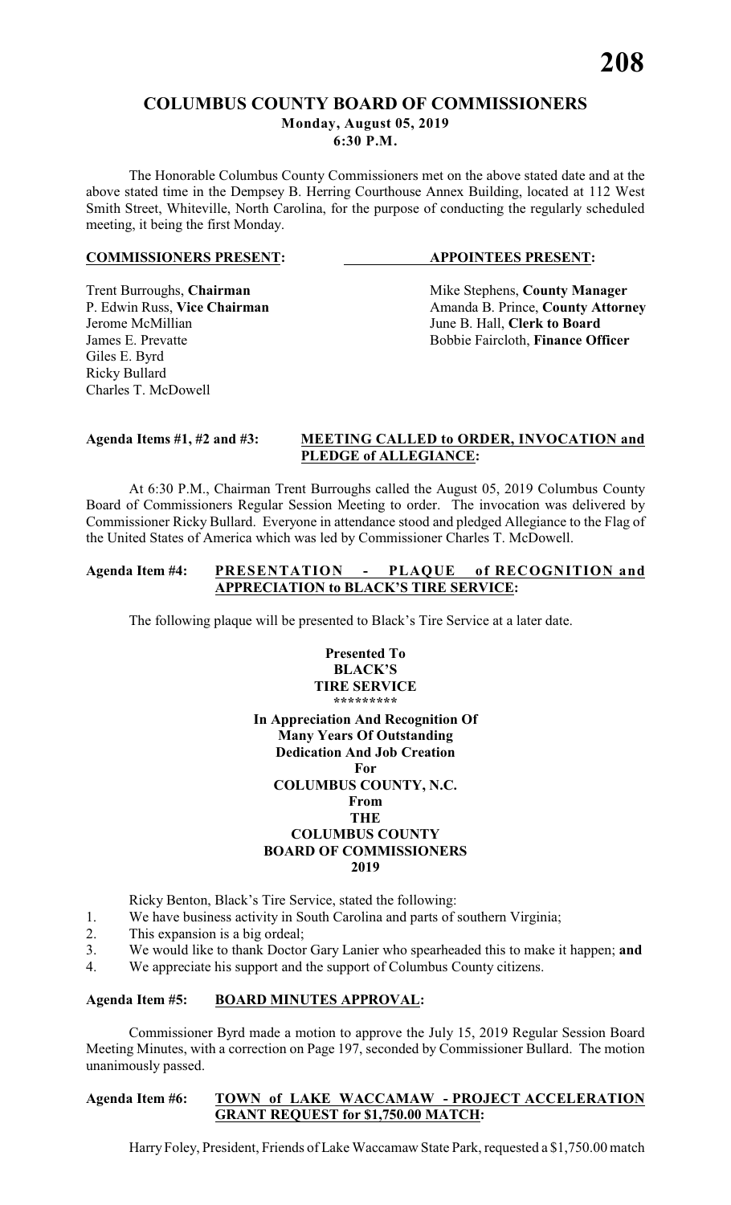# COLUMBUS COUNTY BOARD OF COMMISSIONERS
**Monday, August 05, 2019**
**6:30 P.M.**

The Honorable Columbus County Commissioners met on the above stated date and at the above stated time in the Dempsey B. Herring Courthouse Annex Building, located at 112 West Smith Street, Whiteville, North Carolina, for the purpose of conducting the regularly scheduled meeting, it being the first Monday.

| **COMMISSIONERS PRESENT:** | **APPOINTEES PRESENT:** |
|---|---|
| Trent Burroughs, **Chairman** | Mike Stephens, **County Manager** |
| P. Edwin Russ, **Vice Chairman** | Amanda B. Prince, **County Attorney** |
| Jerome McMillian | June B. Hall, **Clerk to Board** |
| James E. Prevatte | Bobbie Faircloth, **Finance Officer** |
| Giles E. Byrd | |
| Ricky Bullard | |
| Charles T. McDowell | |

**Agenda Items #1, #2 and #3: MEETING CALLED to ORDER, INVOCATION and PLEDGE of ALLEGIANCE:**

At 6:30 P.M., Chairman Trent Burroughs called the August 05, 2019 Columbus County Board of Commissioners Regular Session Meeting to order. The invocation was delivered by Commissioner Ricky Bullard. Everyone in attendance stood and pledged Allegiance to the Flag of the United States of America which was led by Commissioner Charles T. McDowell.

**Agenda Item #4: PRESENTATION - PLAQUE of RECOGNITION and APPRECIATION to BLACK'S TIRE SERVICE:**

The following plaque will be presented to Black's Tire Service at a later date.

**Presented To**
**BLACK'S**
**TIRE SERVICE**
**\*\*\*\*\*\*\*\*\***
**In Appreciation And Recognition Of**
**Many Years Of Outstanding**
**Dedication And Job Creation**
**For**
**COLUMBUS COUNTY, N.C.**
**From**
**THE**
**COLUMBUS COUNTY**
**BOARD OF COMMISSIONERS**
**2019**

Ricky Benton, Black's Tire Service, stated the following:

1. We have business activity in South Carolina and parts of southern Virginia;
2. This expansion is a big ordeal;
3. We would like to thank Doctor Gary Lanier who spearheaded this to make it happen; **and**
4. We appreciate his support and the support of Columbus County citizens.

**Agenda Item #5: BOARD MINUTES APPROVAL:**

Commissioner Byrd made a motion to approve the July 15, 2019 Regular Session Board Meeting Minutes, with a correction on Page 197, seconded by Commissioner Bullard. The motion unanimously passed.

**Agenda Item #6: TOWN of LAKE WACCAMAW - PROJECT ACCELERATION GRANT REQUEST for $1,750.00 MATCH:**

Harry Foley, President, Friends of Lake Waccamaw State Park, requested a $1,750.00 match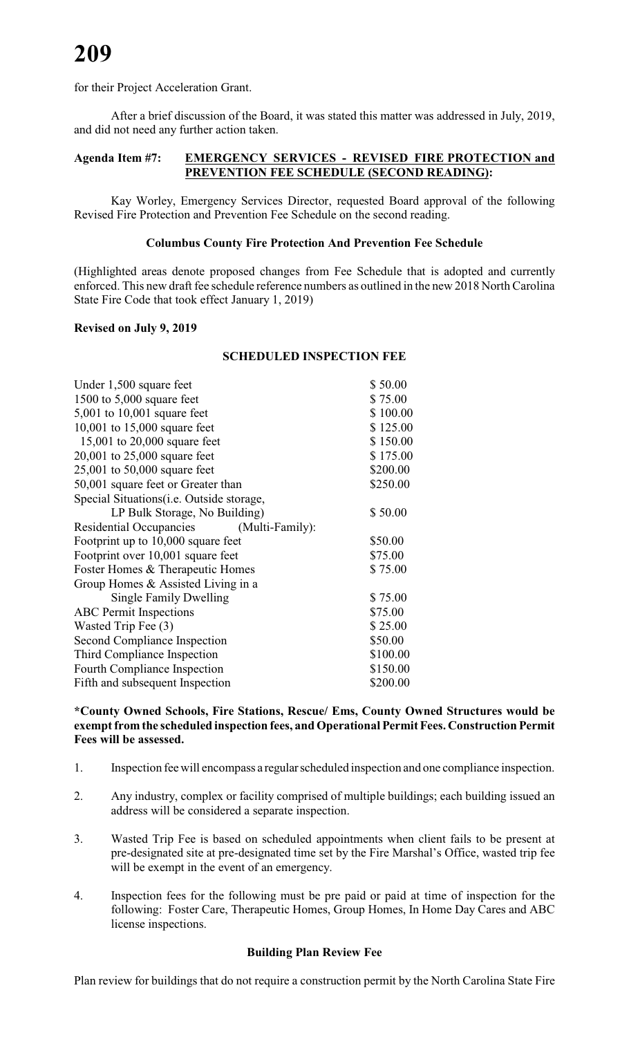for their Project Acceleration Grant.

After a brief discussion of the Board, it was stated this matter was addressed in July, 2019, and did not need any further action taken.

**Agenda Item #7: EMERGENCY SERVICES - REVISED FIRE PROTECTION and PREVENTION FEE SCHEDULE (SECOND READING):**

Kay Worley, Emergency Services Director, requested Board approval of the following Revised Fire Protection and Prevention Fee Schedule on the second reading.

**Columbus County Fire Protection And Prevention Fee Schedule**

(Highlighted areas denote proposed changes from Fee Schedule that is adopted and currently enforced. This new draft fee schedule reference numbers as outlined in the new 2018 North Carolina State Fire Code that took effect January 1, 2019)

**Revised on July 9, 2019**

**SCHEDULED INSPECTION FEE**

| | |
|---|---|
| Under 1,500 square feet | $ 50.00 |
| 1500 to 5,000 square feet | $ 75.00 |
| 5,001 to 10,001 square feet | $ 100.00 |
| 10,001 to 15,000 square feet | $ 125.00 |
| 15,001 to 20,000 square feet | $ 150.00 |
| 20,001 to 25,000 square feet | $ 175.00 |
| 25,001 to 50,000 square feet | $200.00 |
| 50,001 square feet or Greater than | $250.00 |
| Special Situations(i.e. Outside storage, LP Bulk Storage, No Building) | $ 50.00 |
| Residential Occupancies (Multi-Family): | |
| Footprint up to 10,000 square feet | $50.00 |
| Footprint over 10,001 square feet | $75.00 |
| Foster Homes & Therapeutic Homes | $ 75.00 |
| Group Homes & Assisted Living in a Single Family Dwelling | $ 75.00 |
| ABC Permit Inspections | $75.00 |
| Wasted Trip Fee (3) | $ 25.00 |
| Second Compliance Inspection | $50.00 |
| Third Compliance Inspection | $100.00 |
| Fourth Compliance Inspection | $150.00 |
| Fifth and subsequent Inspection | $200.00 |

**\*County Owned Schools, Fire Stations, Rescue/ Ems, County Owned Structures would be exempt from the scheduled inspection fees, and Operational Permit Fees. Construction Permit Fees will be assessed.**

1. Inspection fee will encompass a regular scheduled inspection and one compliance inspection.
2. Any industry, complex or facility comprised of multiple buildings; each building issued an address will be considered a separate inspection.
3. Wasted Trip Fee is based on scheduled appointments when client fails to be present at pre-designated site at pre-designated time set by the Fire Marshal's Office, wasted trip fee will be exempt in the event of an emergency.
4. Inspection fees for the following must be pre paid or paid at time of inspection for the following: Foster Care, Therapeutic Homes, Group Homes, In Home Day Cares and ABC license inspections.

**Building Plan Review Fee**

Plan review for buildings that do not require a construction permit by the North Carolina State Fire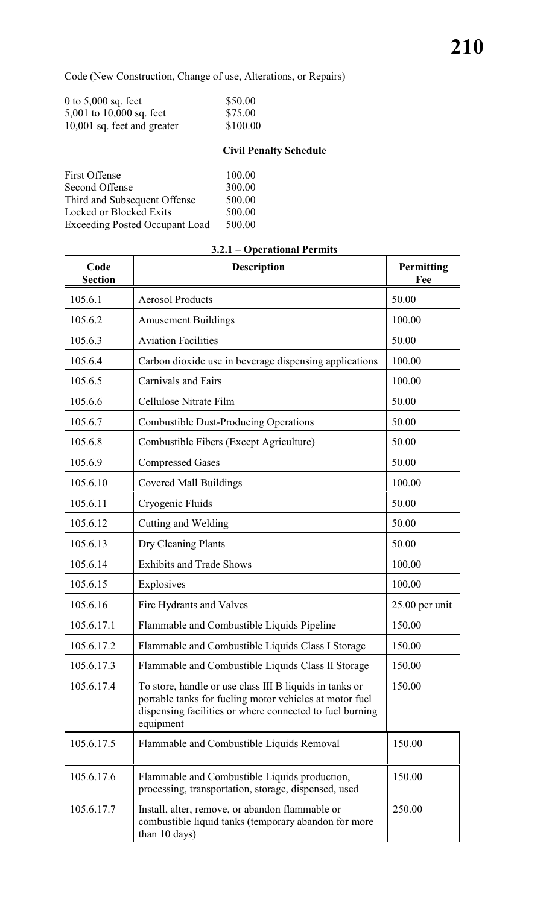Code (New Construction, Change of use, Alterations, or Repairs)

| | |
|---|---|
| 0 to 5,000 sq. feet | $50.00 |
| 5,001 to 10,000 sq. feet | $75.00 |
| 10,001 sq. feet and greater | $100.00 |

**Civil Penalty Schedule**

| | |
|---|---|
| First Offense | 100.00 |
| Second Offense | 300.00 |
| Third and Subsequent Offense | 500.00 |
| Locked or Blocked Exits | 500.00 |
| Exceeding Posted Occupant Load | 500.00 |

**3.2.1 – Operational Permits**

| Code Section | Description | Permitting Fee |
|---|---|---|
| 105.6.1 | Aerosol Products | 50.00 |
| 105.6.2 | Amusement Buildings | 100.00 |
| 105.6.3 | Aviation Facilities | 50.00 |
| 105.6.4 | Carbon dioxide use in beverage dispensing applications | 100.00 |
| 105.6.5 | Carnivals and Fairs | 100.00 |
| 105.6.6 | Cellulose Nitrate Film | 50.00 |
| 105.6.7 | Combustible Dust-Producing Operations | 50.00 |
| 105.6.8 | Combustible Fibers (Except Agriculture) | 50.00 |
| 105.6.9 | Compressed Gases | 50.00 |
| 105.6.10 | Covered Mall Buildings | 100.00 |
| 105.6.11 | Cryogenic Fluids | 50.00 |
| 105.6.12 | Cutting and Welding | 50.00 |
| 105.6.13 | Dry Cleaning Plants | 50.00 |
| 105.6.14 | Exhibits and Trade Shows | 100.00 |
| 105.6.15 | Explosives | 100.00 |
| 105.6.16 | Fire Hydrants and Valves | 25.00 per unit |
| 105.6.17.1 | Flammable and Combustible Liquids Pipeline | 150.00 |
| 105.6.17.2 | Flammable and Combustible Liquids Class I Storage | 150.00 |
| 105.6.17.3 | Flammable and Combustible Liquids Class II Storage | 150.00 |
| 105.6.17.4 | To store, handle or use class III B liquids in tanks or portable tanks for fueling motor vehicles at motor fuel dispensing facilities or where connected to fuel burning equipment | 150.00 |
| 105.6.17.5 | Flammable and Combustible Liquids Removal | 150.00 |
| 105.6.17.6 | Flammable and Combustible Liquids production, processing, transportation, storage, dispensed, used | 150.00 |
| 105.6.17.7 | Install, alter, remove, or abandon flammable or combustible liquid tanks (temporary abandon for more than 10 days) | 250.00 |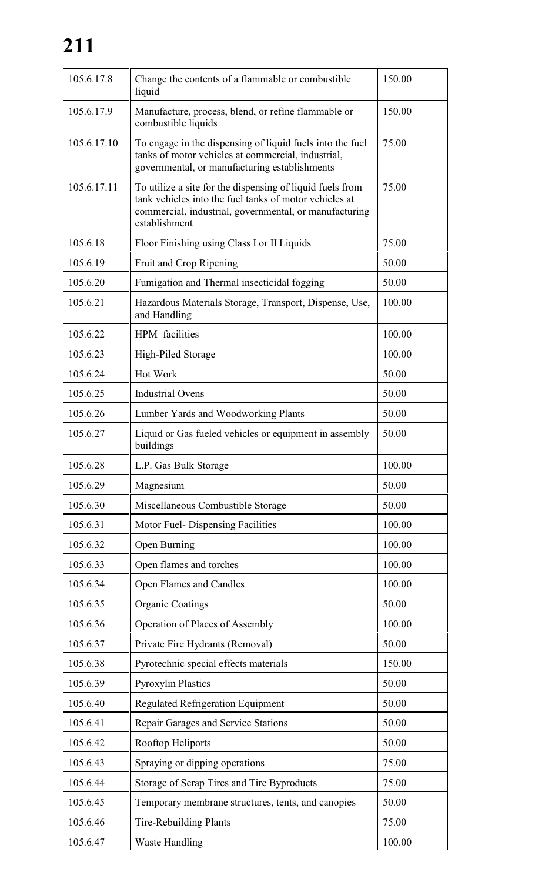| 105.6.17.8 | Change the contents of a flammable or combustible liquid | 150.00 |
|---|---|---|
| 105.6.17.9 | Manufacture, process, blend, or refine flammable or combustible liquids | 150.00 |
| 105.6.17.10 | To engage in the dispensing of liquid fuels into the fuel tanks of motor vehicles at commercial, industrial, governmental, or manufacturing establishments | 75.00 |
| 105.6.17.11 | To utilize a site for the dispensing of liquid fuels from tank vehicles into the fuel tanks of motor vehicles at commercial, industrial, governmental, or manufacturing establishment | 75.00 |
| 105.6.18 | Floor Finishing using Class I or II Liquids | 75.00 |
| 105.6.19 | Fruit and Crop Ripening | 50.00 |
| 105.6.20 | Fumigation and Thermal insecticidal fogging | 50.00 |
| 105.6.21 | Hazardous Materials Storage, Transport, Dispense, Use, and Handling | 100.00 |
| 105.6.22 | HPM facilities | 100.00 |
| 105.6.23 | High-Piled Storage | 100.00 |
| 105.6.24 | Hot Work | 50.00 |
| 105.6.25 | Industrial Ovens | 50.00 |
| 105.6.26 | Lumber Yards and Woodworking Plants | 50.00 |
| 105.6.27 | Liquid or Gas fueled vehicles or equipment in assembly buildings | 50.00 |
| 105.6.28 | L.P. Gas Bulk Storage | 100.00 |
| 105.6.29 | Magnesium | 50.00 |
| 105.6.30 | Miscellaneous Combustible Storage | 50.00 |
| 105.6.31 | Motor Fuel- Dispensing Facilities | 100.00 |
| 105.6.32 | Open Burning | 100.00 |
| 105.6.33 | Open flames and torches | 100.00 |
| 105.6.34 | Open Flames and Candles | 100.00 |
| 105.6.35 | Organic Coatings | 50.00 |
| 105.6.36 | Operation of Places of Assembly | 100.00 |
| 105.6.37 | Private Fire Hydrants (Removal) | 50.00 |
| 105.6.38 | Pyrotechnic special effects materials | 150.00 |
| 105.6.39 | Pyroxylin Plastics | 50.00 |
| 105.6.40 | Regulated Refrigeration Equipment | 50.00 |
| 105.6.41 | Repair Garages and Service Stations | 50.00 |
| 105.6.42 | Rooftop Heliports | 50.00 |
| 105.6.43 | Spraying or dipping operations | 75.00 |
| 105.6.44 | Storage of Scrap Tires and Tire Byproducts | 75.00 |
| 105.6.45 | Temporary membrane structures, tents, and canopies | 50.00 |
| 105.6.46 | Tire-Rebuilding Plants | 75.00 |
| 105.6.47 | Waste Handling | 100.00 |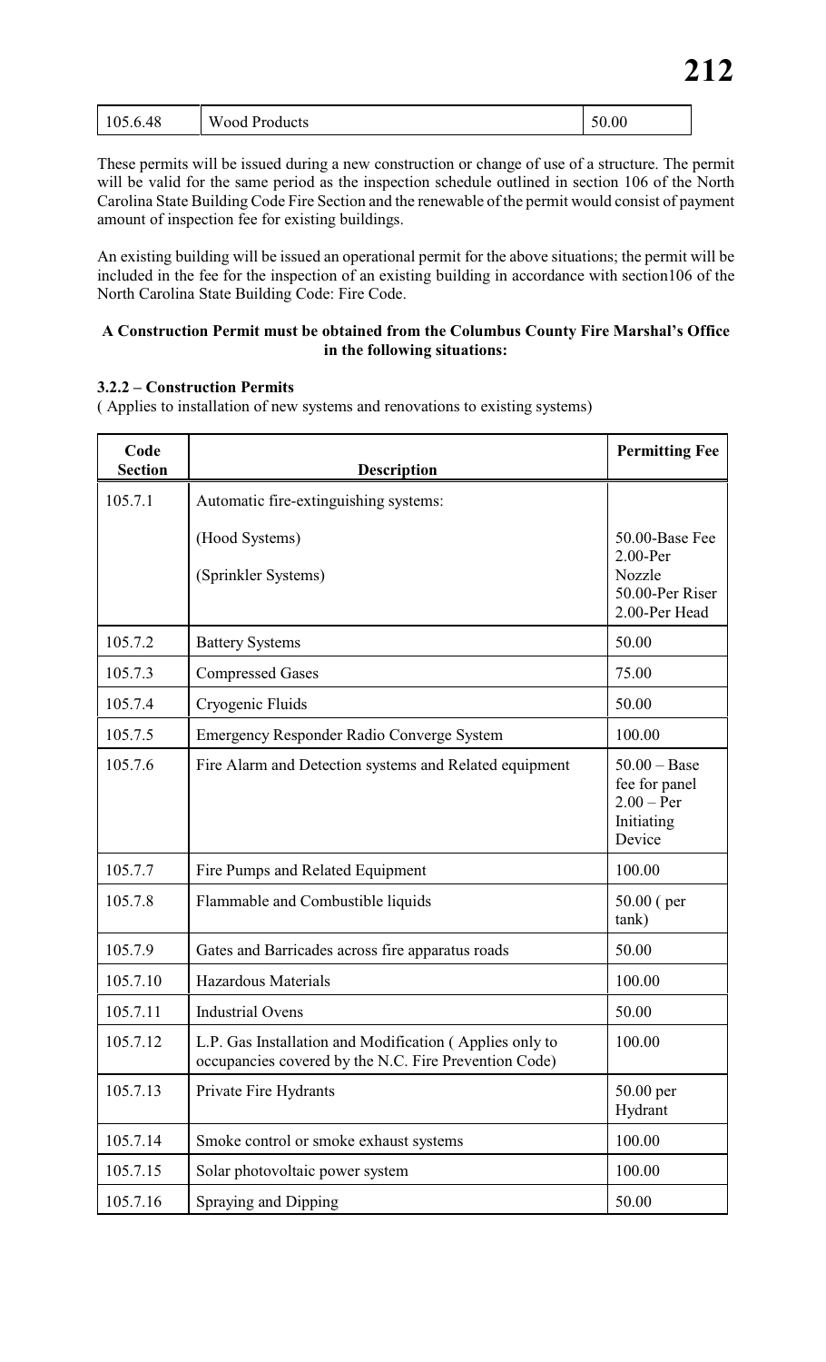| 105.6.48 | Wood Products | 50.00 |
|---|---|---|

These permits will be issued during a new construction or change of use of a structure. The permit will be valid for the same period as the inspection schedule outlined in section 106 of the North Carolina State Building Code Fire Section and the renewable of the permit would consist of payment amount of inspection fee for existing buildings.

An existing building will be issued an operational permit for the above situations; the permit will be included in the fee for the inspection of an existing building in accordance with section106 of the North Carolina State Building Code: Fire Code.

**A Construction Permit must be obtained from the Columbus County Fire Marshal's Office in the following situations:**

**3.2.2 – Construction Permits**
( Applies to installation of new systems and renovations to existing systems)

| Code Section | Description | Permitting Fee |
|---|---|---|
| 105.7.1 | Automatic fire-extinguishing systems:<br>(Hood Systems)<br>(Sprinkler Systems) | 50.00-Base Fee<br>2.00-Per Nozzle<br>50.00-Per Riser<br>2.00-Per Head |
| 105.7.2 | Battery Systems | 50.00 |
| 105.7.3 | Compressed Gases | 75.00 |
| 105.7.4 | Cryogenic Fluids | 50.00 |
| 105.7.5 | Emergency Responder Radio Converge System | 100.00 |
| 105.7.6 | Fire Alarm and Detection systems and Related equipment | 50.00 – Base fee for panel<br>2.00 – Per Initiating Device |
| 105.7.7 | Fire Pumps and Related Equipment | 100.00 |
| 105.7.8 | Flammable and Combustible liquids | 50.00 ( per tank) |
| 105.7.9 | Gates and Barricades across fire apparatus roads | 50.00 |
| 105.7.10 | Hazardous Materials | 100.00 |
| 105.7.11 | Industrial Ovens | 50.00 |
| 105.7.12 | L.P. Gas Installation and Modification ( Applies only to occupancies covered by the N.C. Fire Prevention Code) | 100.00 |
| 105.7.13 | Private Fire Hydrants | 50.00 per Hydrant |
| 105.7.14 | Smoke control or smoke exhaust systems | 100.00 |
| 105.7.15 | Solar photovoltaic power system | 100.00 |
| 105.7.16 | Spraying and Dipping | 50.00 |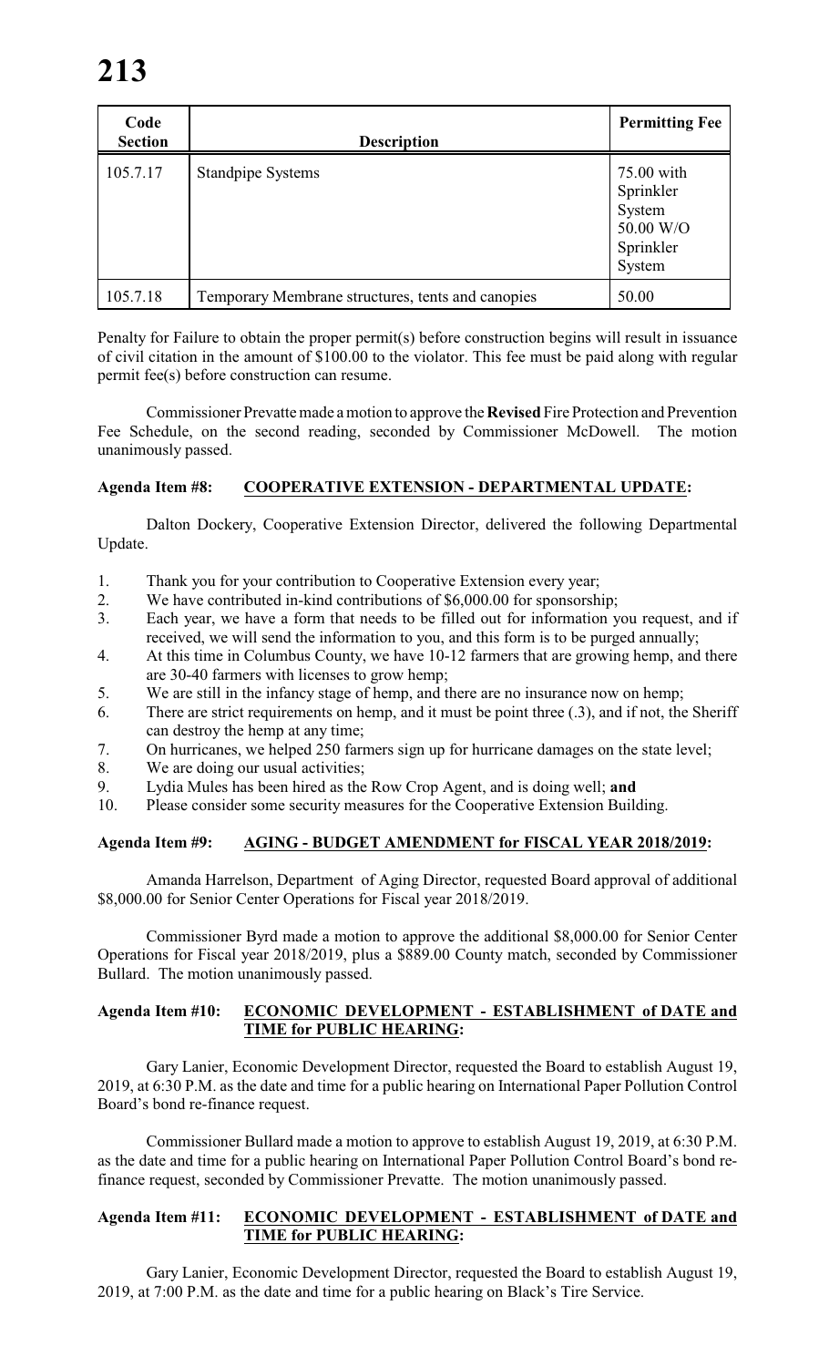| Code Section | Description | Permitting Fee |
|---|---|---|
| 105.7.17 | Standpipe Systems | 75.00 with Sprinkler System 50.00 W/O Sprinkler System |
| 105.7.18 | Temporary Membrane structures, tents and canopies | 50.00 |

Penalty for Failure to obtain the proper permit(s) before construction begins will result in issuance of civil citation in the amount of $100.00 to the violator. This fee must be paid along with regular permit fee(s) before construction can resume.

Commissioner Prevatte made a motion to approve the **Revised** Fire Protection and Prevention Fee Schedule, on the second reading, seconded by Commissioner McDowell. The motion unanimously passed.

**Agenda Item #8: COOPERATIVE EXTENSION - DEPARTMENTAL UPDATE:**

Dalton Dockery, Cooperative Extension Director, delivered the following Departmental Update.

1. Thank you for your contribution to Cooperative Extension every year;
2. We have contributed in-kind contributions of $6,000.00 for sponsorship;
3. Each year, we have a form that needs to be filled out for information you request, and if received, we will send the information to you, and this form is to be purged annually;
4. At this time in Columbus County, we have 10-12 farmers that are growing hemp, and there are 30-40 farmers with licenses to grow hemp;
5. We are still in the infancy stage of hemp, and there are no insurance now on hemp;
6. There are strict requirements on hemp, and it must be point three (.3), and if not, the Sheriff can destroy the hemp at any time;
7. On hurricanes, we helped 250 farmers sign up for hurricane damages on the state level;
8. We are doing our usual activities;
9. Lydia Mules has been hired as the Row Crop Agent, and is doing well; **and**
10. Please consider some security measures for the Cooperative Extension Building.

**Agenda Item #9: AGING - BUDGET AMENDMENT for FISCAL YEAR 2018/2019:**

Amanda Harrelson, Department of Aging Director, requested Board approval of additional $8,000.00 for Senior Center Operations for Fiscal year 2018/2019.

Commissioner Byrd made a motion to approve the additional $8,000.00 for Senior Center Operations for Fiscal year 2018/2019, plus a $889.00 County match, seconded by Commissioner Bullard. The motion unanimously passed.

**Agenda Item #10: ECONOMIC DEVELOPMENT - ESTABLISHMENT of DATE and TIME for PUBLIC HEARING:**

Gary Lanier, Economic Development Director, requested the Board to establish August 19, 2019, at 6:30 P.M. as the date and time for a public hearing on International Paper Pollution Control Board's bond re-finance request.

Commissioner Bullard made a motion to approve to establish August 19, 2019, at 6:30 P.M. as the date and time for a public hearing on International Paper Pollution Control Board's bond re-finance request, seconded by Commissioner Prevatte. The motion unanimously passed.

**Agenda Item #11: ECONOMIC DEVELOPMENT - ESTABLISHMENT of DATE and TIME for PUBLIC HEARING:**

Gary Lanier, Economic Development Director, requested the Board to establish August 19, 2019, at 7:00 P.M. as the date and time for a public hearing on Black's Tire Service.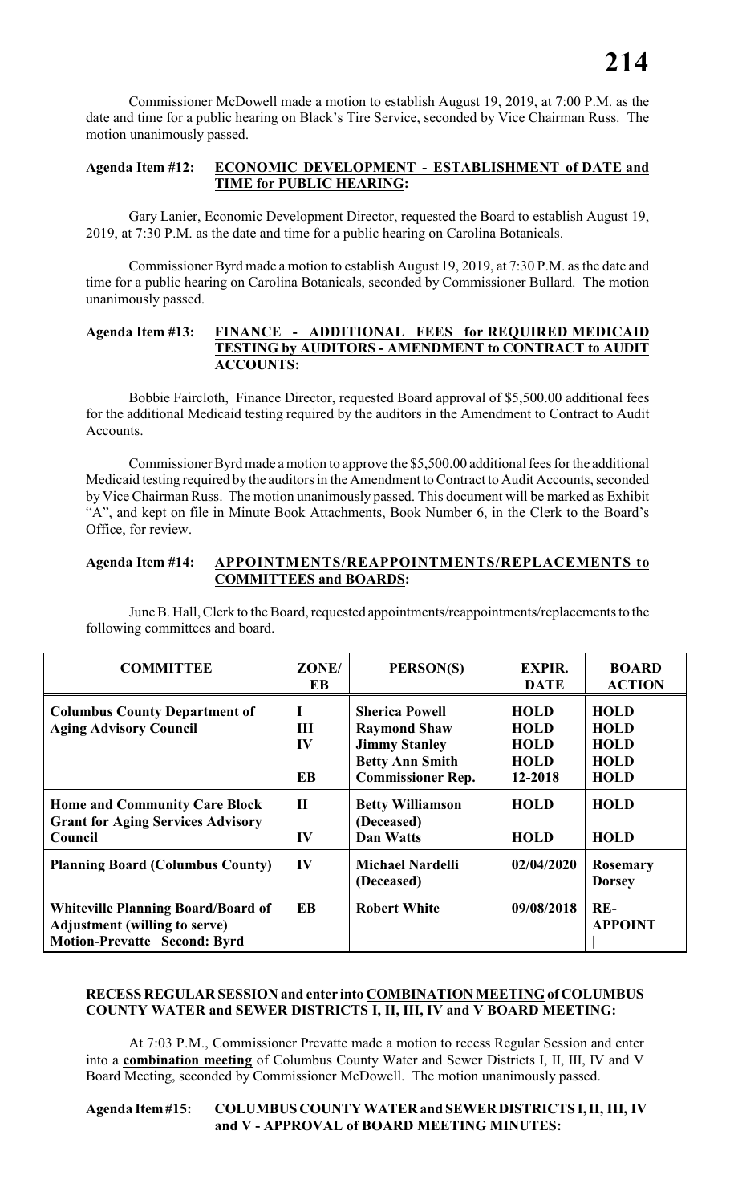Commissioner McDowell made a motion to establish August 19, 2019, at 7:00 P.M. as the date and time for a public hearing on Black's Tire Service, seconded by Vice Chairman Russ. The motion unanimously passed.

**Agenda Item #12: ECONOMIC DEVELOPMENT - ESTABLISHMENT of DATE and TIME for PUBLIC HEARING:**

Gary Lanier, Economic Development Director, requested the Board to establish August 19, 2019, at 7:30 P.M. as the date and time for a public hearing on Carolina Botanicals.

Commissioner Byrd made a motion to establish August 19, 2019, at 7:30 P.M. as the date and time for a public hearing on Carolina Botanicals, seconded by Commissioner Bullard. The motion unanimously passed.

**Agenda Item #13: FINANCE - ADDITIONAL FEES for REQUIRED MEDICAID TESTING by AUDITORS - AMENDMENT to CONTRACT to AUDIT ACCOUNTS:**

Bobbie Faircloth, Finance Director, requested Board approval of $5,500.00 additional fees for the additional Medicaid testing required by the auditors in the Amendment to Contract to Audit Accounts.

Commissioner Byrd made a motion to approve the $5,500.00 additional fees for the additional Medicaid testing required by the auditors in the Amendment to Contract to Audit Accounts, seconded by Vice Chairman Russ. The motion unanimously passed. This document will be marked as Exhibit "A", and kept on file in Minute Book Attachments, Book Number 6, in the Clerk to the Board's Office, for review.

**Agenda Item #14: APPOINTMENTS/REAPPOINTMENTS/REPLACEMENTS to COMMITTEES and BOARDS:**

June B. Hall, Clerk to the Board, requested appointments/reappointments/replacements to the following committees and board.

| COMMITTEE | ZONE/ EB | PERSON(S) | EXPIR. DATE | BOARD ACTION |
|---|---|---|---|---|
| **Columbus County Department of Aging Advisory Council** | **I**<br>**III**<br>**IV**<br><br>**EB** | **Sherica Powell**<br>**Raymond Shaw**<br>**Jimmy Stanley**<br>**Betty Ann Smith**<br>**Commissioner Rep.** | **HOLD**<br>**HOLD**<br>**HOLD**<br>**HOLD**<br>**12-2018** | **HOLD**<br>**HOLD**<br>**HOLD**<br>**HOLD**<br>**HOLD** |
| **Home and Community Care Block Grant for Aging Services Advisory Council** | **II**<br><br>**IV** | **Betty Williamson (Deceased)**<br>**Dan Watts** | **HOLD**<br><br>**HOLD** | **HOLD**<br><br>**HOLD** |
| **Planning Board (Columbus County)** | **IV** | **Michael Nardelli (Deceased)** | **02/04/2020** | **Rosemary Dorsey** |
| **Whiteville Planning Board/Board of Adjustment (willing to serve) Motion-Prevatte Second: Byrd** | **EB** | **Robert White** | **09/08/2018** | **RE-APPOINT** |

**RECESS REGULAR SESSION and enter into COMBINATION MEETING of COLUMBUS COUNTY WATER and SEWER DISTRICTS I, II, III, IV and V BOARD MEETING:**

At 7:03 P.M., Commissioner Prevatte made a motion to recess Regular Session and enter into a **combination meeting** of Columbus County Water and Sewer Districts I, II, III, IV and V Board Meeting, seconded by Commissioner McDowell. The motion unanimously passed.

**Agenda Item #15: COLUMBUS COUNTY WATER and SEWER DISTRICTS I, II, III, IV and V - APPROVAL of BOARD MEETING MINUTES:**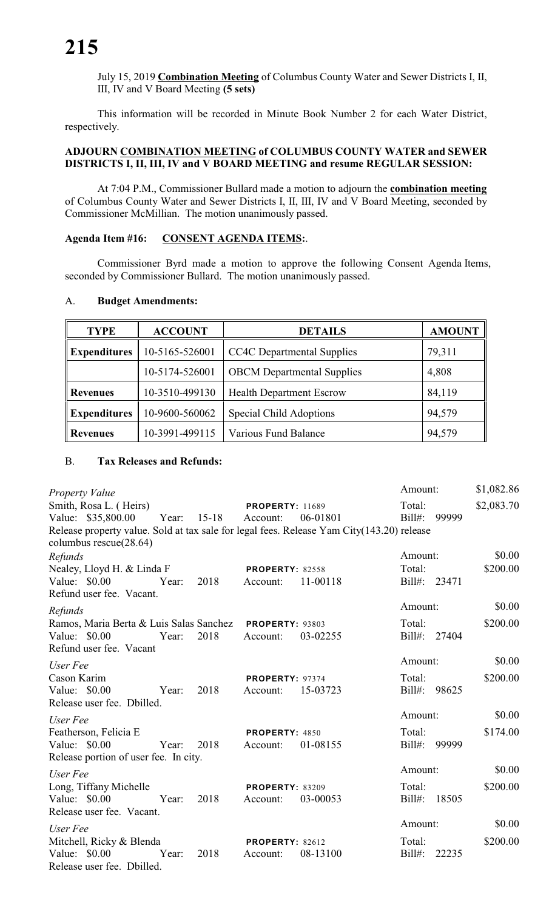July 15, 2019 **Combination Meeting** of Columbus County Water and Sewer Districts I, II, III, IV and V Board Meeting **(5 sets)**

This information will be recorded in Minute Book Number 2 for each Water District, respectively.

**ADJOURN COMBINATION MEETING of COLUMBUS COUNTY WATER and SEWER DISTRICTS I, II, III, IV and V BOARD MEETING and resume REGULAR SESSION:**

At 7:04 P.M., Commissioner Bullard made a motion to adjourn the **combination meeting** of Columbus County Water and Sewer Districts I, II, III, IV and V Board Meeting, seconded by Commissioner McMillian. The motion unanimously passed.

**Agenda Item #16: CONSENT AGENDA ITEMS:**.

Commissioner Byrd made a motion to approve the following Consent Agenda Items, seconded by Commissioner Bullard. The motion unanimously passed.

A. **Budget Amendments:**

| TYPE | ACCOUNT | DETAILS | AMOUNT |
|---|---|---|---|
| **Expenditures** | 10-5165-526001 | CC4C Departmental Supplies | 79,311 |
| | 10-5174-526001 | OBCM Departmental Supplies | 4,808 |
| **Revenues** | 10-3510-499130 | Health Department Escrow | 84,119 |
| **Expenditures** | 10-9600-560062 | Special Child Adoptions | 94,579 |
| **Revenues** | 10-3991-499115 | Various Fund Balance | 94,579 |

B. **Tax Releases and Refunds:**

*Property Value* — Amount: $1,082.86
Smith, Rosa L. ( Heirs) — PROPERTY: 11689 — Total: $2,083.70
Value: $35,800.00 Year: 15-18 Account: 06-01801 Bill#: 99999
Release property value. Sold at tax sale for legal fees. Release Yam City(143.20) release columbus rescue(28.64)

*Refunds* — Amount: $0.00
Nealey, Lloyd H. & Linda F — PROPERTY: 82558 — Total: $200.00
Value: $0.00 Year: 2018 Account: 11-00118 Bill#: 23471
Refund user fee. Vacant.

*Refunds* — Amount: $0.00
Ramos, Maria Berta & Luis Salas Sanchez — PROPERTY: 93803 — Total: $200.00
Value: $0.00 Year: 2018 Account: 03-02255 Bill#: 27404
Refund user fee. Vacant

*User Fee* — Amount: $0.00
Cason Karim — PROPERTY: 97374 — Total: $200.00
Value: $0.00 Year: 2018 Account: 15-03723 Bill#: 98625
Release user fee. Dbilled.

*User Fee* — Amount: $0.00
Featherson, Felicia E — PROPERTY: 4850 — Total: $174.00
Value: $0.00 Year: 2018 Account: 01-08155 Bill#: 99999
Release portion of user fee. In city.

*User Fee* — Amount: $0.00
Long, Tiffany Michelle — PROPERTY: 83209 — Total: $200.00
Value: $0.00 Year: 2018 Account: 03-00053 Bill#: 18505
Release user fee. Vacant.

*User Fee* — Amount: $0.00
Mitchell, Ricky & Blenda — PROPERTY: 82612 — Total: $200.00
Value: $0.00 Year: 2018 Account: 08-13100 Bill#: 22235
Release user fee. Dbilled.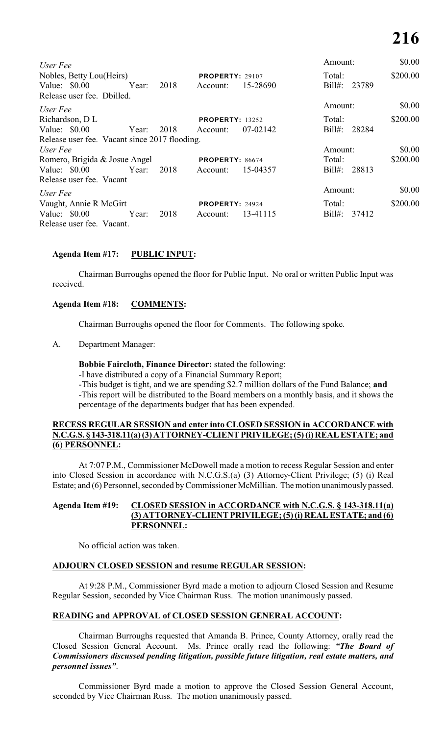| *User Fee* | | | | | Amount: | $0.00 |
|---|---|---|---|---|---|---|
| Nobles, Betty Lou(Heirs) | | | **PROPERTY:** 29107 | | Total: | $200.00 |
| Value: $0.00 | Year: | 2018 | Account: | 15-28690 | Bill#: 23789 | |
| Release user fee. Dbilled. | | | | | | |
| *User Fee* | | | | | Amount: | $0.00 |
| Richardson, D L | | | **PROPERTY:** 13252 | | Total: | $200.00 |
| Value: $0.00 | Year: | 2018 | Account: | 07-02142 | Bill#: 28284 | |
| Release user fee. Vacant since 2017 flooding. | | | | | | |
| *User Fee* | | | | | Amount: | $0.00 |
| Romero, Brigida & Josue Angel | | | **PROPERTY:** 86674 | | Total: | $200.00 |
| Value: $0.00 | Year: | 2018 | Account: | 15-04357 | Bill#: 28813 | |
| Release user fee. Vacant | | | | | | |
| *User Fee* | | | | | Amount: | $0.00 |
| Vaught, Annie R McGirt | | | **PROPERTY:** 24924 | | Total: | $200.00 |
| Value: $0.00 | Year: | 2018 | Account: | 13-41115 | Bill#: 37412 | |
| Release user fee. Vacant. | | | | | | |

**Agenda Item #17: PUBLIC INPUT:**

Chairman Burroughs opened the floor for Public Input. No oral or written Public Input was received.

**Agenda Item #18: COMMENTS:**

Chairman Burroughs opened the floor for Comments. The following spoke.

A. Department Manager:

**Bobbie Faircloth, Finance Director:** stated the following:
-I have distributed a copy of a Financial Summary Report;
-This budget is tight, and we are spending $2.7 million dollars of the Fund Balance; **and**
-This report will be distributed to the Board members on a monthly basis, and it shows the percentage of the departments budget that has been expended.

**RECESS REGULAR SESSION and enter into CLOSED SESSION in ACCORDANCE with N.C.G.S. § 143-318.11(a) (3) ATTORNEY-CLIENT PRIVILEGE; (5) (i) REAL ESTATE; and (6) PERSONNEL:**

At 7:07 P.M., Commissioner McDowell made a motion to recess Regular Session and enter into Closed Session in accordance with N.C.G.S.(a) (3) Attorney-Client Privilege; (5) (i) Real Estate; and (6) Personnel, seconded by Commissioner McMillian. The motion unanimously passed.

**Agenda Item #19: CLOSED SESSION in ACCORDANCE with N.C.G.S. § 143-318.11(a) (3) ATTORNEY-CLIENT PRIVILEGE; (5) (i) REAL ESTATE; and (6) PERSONNEL:**

No official action was taken.

**ADJOURN CLOSED SESSION and resume REGULAR SESSION:**

At 9:28 P.M., Commissioner Byrd made a motion to adjourn Closed Session and Resume Regular Session, seconded by Vice Chairman Russ. The motion unanimously passed.

**READING and APPROVAL of CLOSED SESSION GENERAL ACCOUNT:**

Chairman Burroughs requested that Amanda B. Prince, County Attorney, orally read the Closed Session General Account. Ms. Prince orally read the following: ***"The Board of Commissioners discussed pending litigation, possible future litigation, real estate matters, and personnel issues"***.

Commissioner Byrd made a motion to approve the Closed Session General Account, seconded by Vice Chairman Russ. The motion unanimously passed.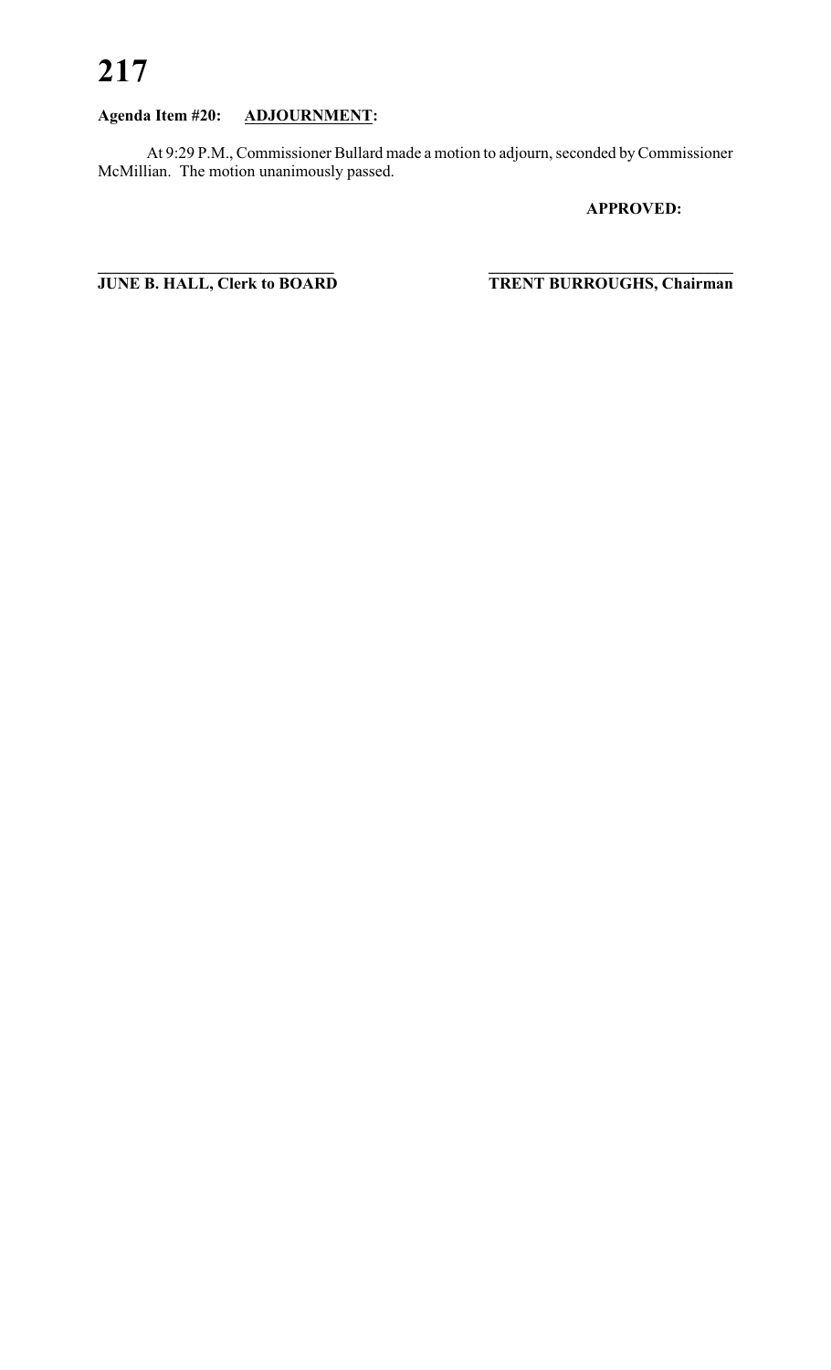**Agenda Item #20: ADJOURNMENT:**

At 9:29 P.M., Commissioner Bullard made a motion to adjourn, seconded by Commissioner McMillian. The motion unanimously passed.

**APPROVED:**

**JUNE B. HALL, Clerk to BOARD**

**TRENT BURROUGHS, Chairman**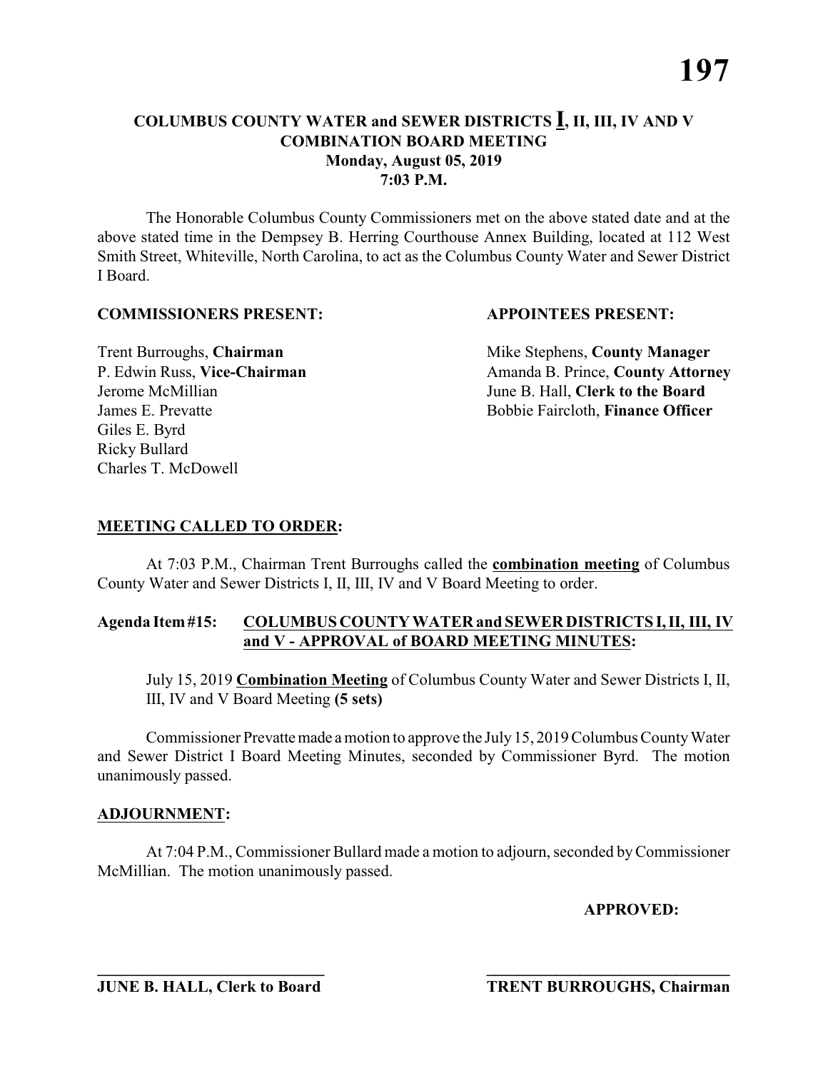# COLUMBUS COUNTY WATER and SEWER DISTRICTS I, II, III, IV AND V COMBINATION BOARD MEETING

**Monday, August 05, 2019**
**7:03 P.M.**

The Honorable Columbus County Commissioners met on the above stated date and at the above stated time in the Dempsey B. Herring Courthouse Annex Building, located at 112 West Smith Street, Whiteville, North Carolina, to act as the Columbus County Water and Sewer District I Board.

**COMMISSIONERS PRESENT:**

Trent Burroughs, **Chairman**
P. Edwin Russ, **Vice-Chairman**
Jerome McMillian
James E. Prevatte
Giles E. Byrd
Ricky Bullard
Charles T. McDowell

**APPOINTEES PRESENT:**

Mike Stephens, **County Manager**
Amanda B. Prince, **County Attorney**
June B. Hall, **Clerk to the Board**
Bobbie Faircloth, **Finance Officer**

## MEETING CALLED TO ORDER:

At 7:03 P.M., Chairman Trent Burroughs called the **combination meeting** of Columbus County Water and Sewer Districts I, II, III, IV and V Board Meeting to order.

## Agenda Item #15: COLUMBUS COUNTY WATER and SEWER DISTRICTS I, II, III, IV and V - APPROVAL of BOARD MEETING MINUTES:

July 15, 2019 **Combination Meeting** of Columbus County Water and Sewer Districts I, II, III, IV and V Board Meeting **(5 sets)**

Commissioner Prevatte made a motion to approve the July 15, 2019 Columbus County Water and Sewer District I Board Meeting Minutes, seconded by Commissioner Byrd. The motion unanimously passed.

## ADJOURNMENT:

At 7:04 P.M., Commissioner Bullard made a motion to adjourn, seconded by Commissioner McMillian. The motion unanimously passed.

**APPROVED:**

\_\_\_\_\_\_\_\_\_\_\_\_\_\_\_\_\_\_\_\_\_\_\_\_\_\_\_\_\_\_
**JUNE B. HALL, Clerk to Board**

\_\_\_\_\_\_\_\_\_\_\_\_\_\_\_\_\_\_\_\_\_\_\_\_\_\_\_\_\_\_
**TRENT BURROUGHS, Chairman**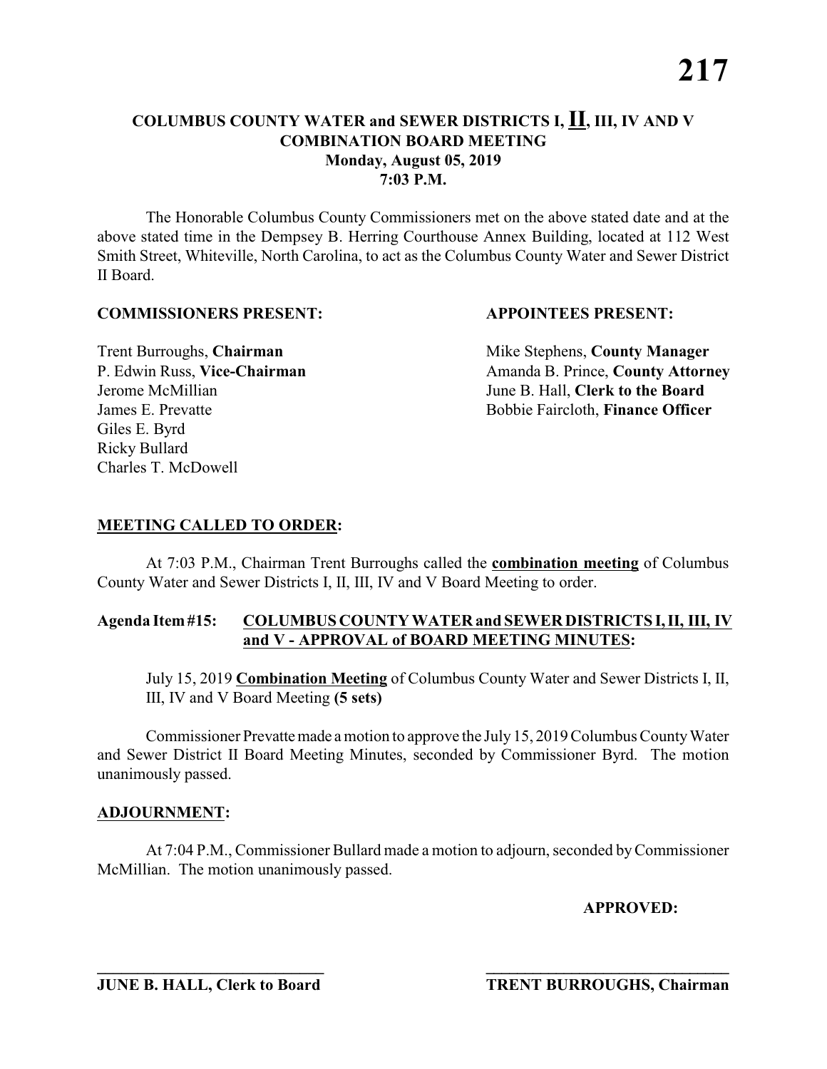# COLUMBUS COUNTY WATER and SEWER DISTRICTS I, II, III, IV AND V
## COMBINATION BOARD MEETING
### Monday, August 05, 2019
### 7:03 P.M.

The Honorable Columbus County Commissioners met on the above stated date and at the above stated time in the Dempsey B. Herring Courthouse Annex Building, located at 112 West Smith Street, Whiteville, North Carolina, to act as the Columbus County Water and Sewer District II Board.

**COMMISSIONERS PRESENT:**

Trent Burroughs, **Chairman**
P. Edwin Russ, **Vice-Chairman**
Jerome McMillian
James E. Prevatte
Giles E. Byrd
Ricky Bullard
Charles T. McDowell

**APPOINTEES PRESENT:**

Mike Stephens, **County Manager**
Amanda B. Prince, **County Attorney**
June B. Hall, **Clerk to the Board**
Bobbie Faircloth, **Finance Officer**

**MEETING CALLED TO ORDER:**

At 7:03 P.M., Chairman Trent Burroughs called the **combination meeting** of Columbus County Water and Sewer Districts I, II, III, IV and V Board Meeting to order.

**Agenda Item #15: COLUMBUS COUNTY WATER and SEWER DISTRICTS I, II, III, IV and V - APPROVAL of BOARD MEETING MINUTES:**

July 15, 2019 **Combination Meeting** of Columbus County Water and Sewer Districts I, II, III, IV and V Board Meeting **(5 sets)**

Commissioner Prevatte made a motion to approve the July 15, 2019 Columbus County Water and Sewer District II Board Meeting Minutes, seconded by Commissioner Byrd. The motion unanimously passed.

**ADJOURNMENT:**

At 7:04 P.M., Commissioner Bullard made a motion to adjourn, seconded by Commissioner McMillian. The motion unanimously passed.

**APPROVED:**

______________________________ ______________________________

**JUNE B. HALL, Clerk to Board** **TRENT BURROUGHS, Chairman**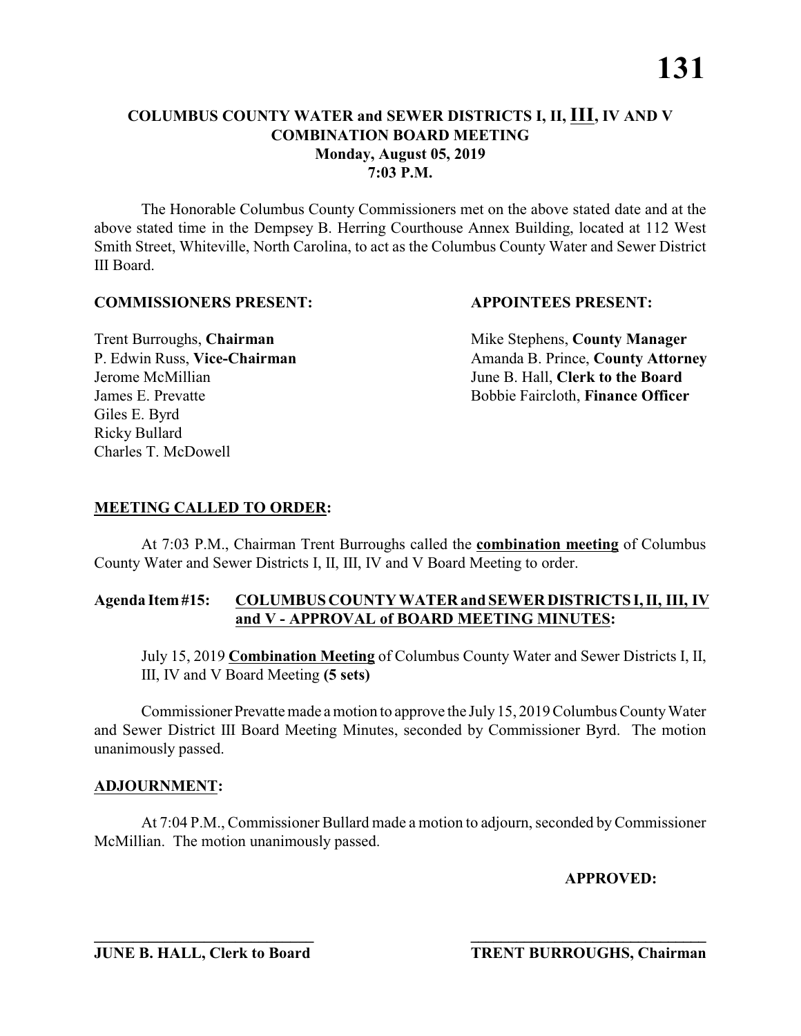# COLUMBUS COUNTY WATER and SEWER DISTRICTS I, II, III, IV AND V
## COMBINATION BOARD MEETING
### Monday, August 05, 2019
### 7:03 P.M.

The Honorable Columbus County Commissioners met on the above stated date and at the above stated time in the Dempsey B. Herring Courthouse Annex Building, located at 112 West Smith Street, Whiteville, North Carolina, to act as the Columbus County Water and Sewer District III Board.

**COMMISSIONERS PRESENT:**

Trent Burroughs, **Chairman**
P. Edwin Russ, **Vice-Chairman**
Jerome McMillian
James E. Prevatte
Giles E. Byrd
Ricky Bullard
Charles T. McDowell

**APPOINTEES PRESENT:**

Mike Stephens, **County Manager**
Amanda B. Prince, **County Attorney**
June B. Hall, **Clerk to the Board**
Bobbie Faircloth, **Finance Officer**

**MEETING CALLED TO ORDER:**

At 7:03 P.M., Chairman Trent Burroughs called the **combination meeting** of Columbus County Water and Sewer Districts I, II, III, IV and V Board Meeting to order.

**Agenda Item #15: COLUMBUS COUNTY WATER and SEWER DISTRICTS I, II, III, IV and V - APPROVAL of BOARD MEETING MINUTES:**

July 15, 2019 **Combination Meeting** of Columbus County Water and Sewer Districts I, II, III, IV and V Board Meeting **(5 sets)**

Commissioner Prevatte made a motion to approve the July 15, 2019 Columbus County Water and Sewer District III Board Meeting Minutes, seconded by Commissioner Byrd. The motion unanimously passed.

**ADJOURNMENT:**

At 7:04 P.M., Commissioner Bullard made a motion to adjourn, seconded by Commissioner McMillian. The motion unanimously passed.

**APPROVED:**

\_\_\_\_\_\_\_\_\_\_\_\_\_\_\_\_\_\_\_\_\_\_\_\_\_\_\_\_\_\_
**JUNE B. HALL, Clerk to Board**

\_\_\_\_\_\_\_\_\_\_\_\_\_\_\_\_\_\_\_\_\_\_\_\_\_\_\_\_\_\_
**TRENT BURROUGHS, Chairman**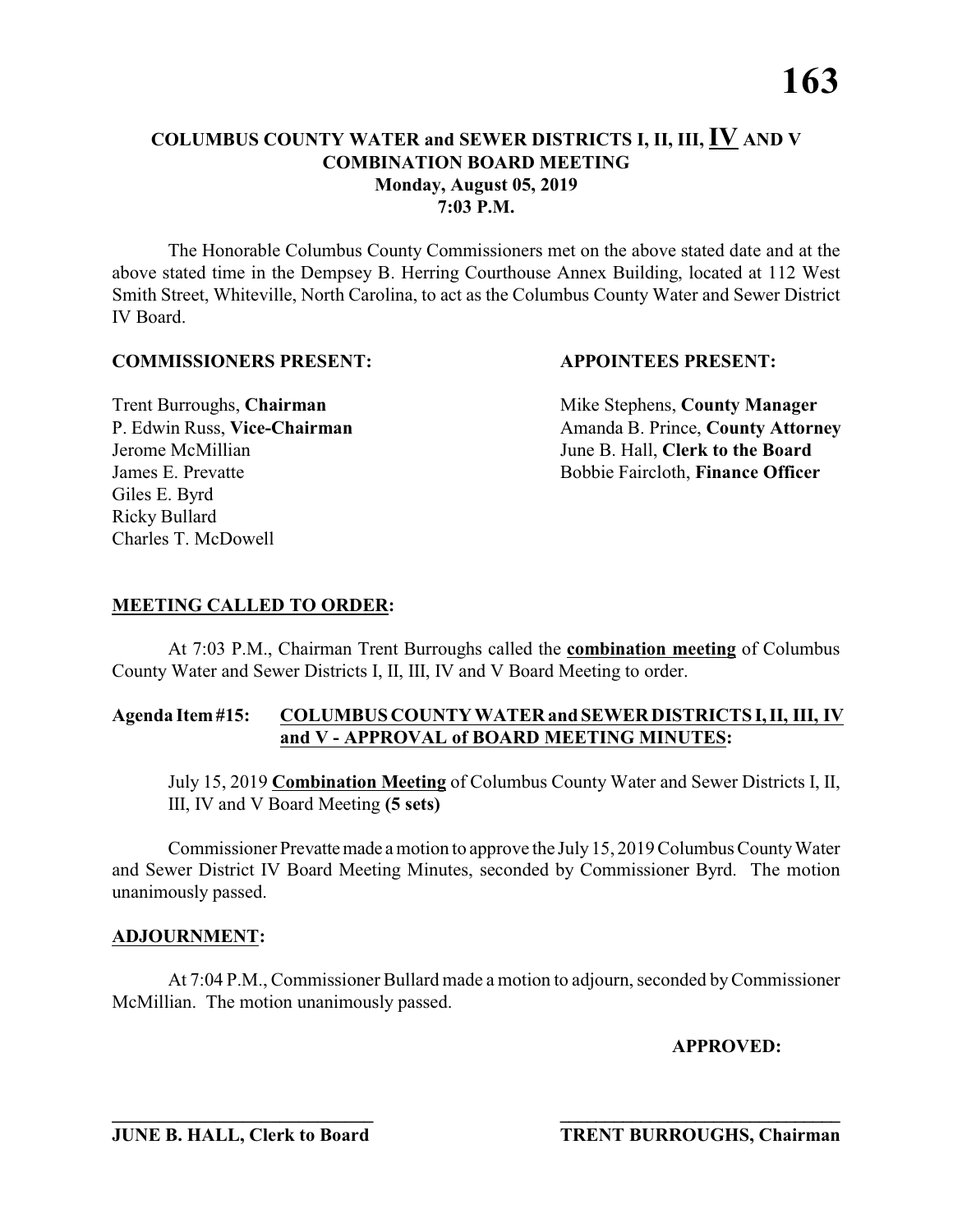# COLUMBUS COUNTY WATER and SEWER DISTRICTS I, II, III, IV AND V
## COMBINATION BOARD MEETING
### Monday, August 05, 2019
### 7:03 P.M.

The Honorable Columbus County Commissioners met on the above stated date and at the above stated time in the Dempsey B. Herring Courthouse Annex Building, located at 112 West Smith Street, Whiteville, North Carolina, to act as the Columbus County Water and Sewer District IV Board.

**COMMISSIONERS PRESENT:**

Trent Burroughs, **Chairman**
P. Edwin Russ, **Vice-Chairman**
Jerome McMillian
James E. Prevatte
Giles E. Byrd
Ricky Bullard
Charles T. McDowell

**APPOINTEES PRESENT:**

Mike Stephens, **County Manager**
Amanda B. Prince, **County Attorney**
June B. Hall, **Clerk to the Board**
Bobbie Faircloth, **Finance Officer**

**MEETING CALLED TO ORDER:**

At 7:03 P.M., Chairman Trent Burroughs called the **combination meeting** of Columbus County Water and Sewer Districts I, II, III, IV and V Board Meeting to order.

**Agenda Item #15: COLUMBUS COUNTY WATER and SEWER DISTRICTS I, II, III, IV and V - APPROVAL of BOARD MEETING MINUTES:**

July 15, 2019 **Combination Meeting** of Columbus County Water and Sewer Districts I, II, III, IV and V Board Meeting **(5 sets)**

Commissioner Prevatte made a motion to approve the July 15, 2019 Columbus County Water and Sewer District IV Board Meeting Minutes, seconded by Commissioner Byrd. The motion unanimously passed.

**ADJOURNMENT:**

At 7:04 P.M., Commissioner Bullard made a motion to adjourn, seconded by Commissioner McMillian. The motion unanimously passed.

**APPROVED:**

______________________________
**JUNE B. HALL, Clerk to Board**

______________________________
**TRENT BURROUGHS, Chairman**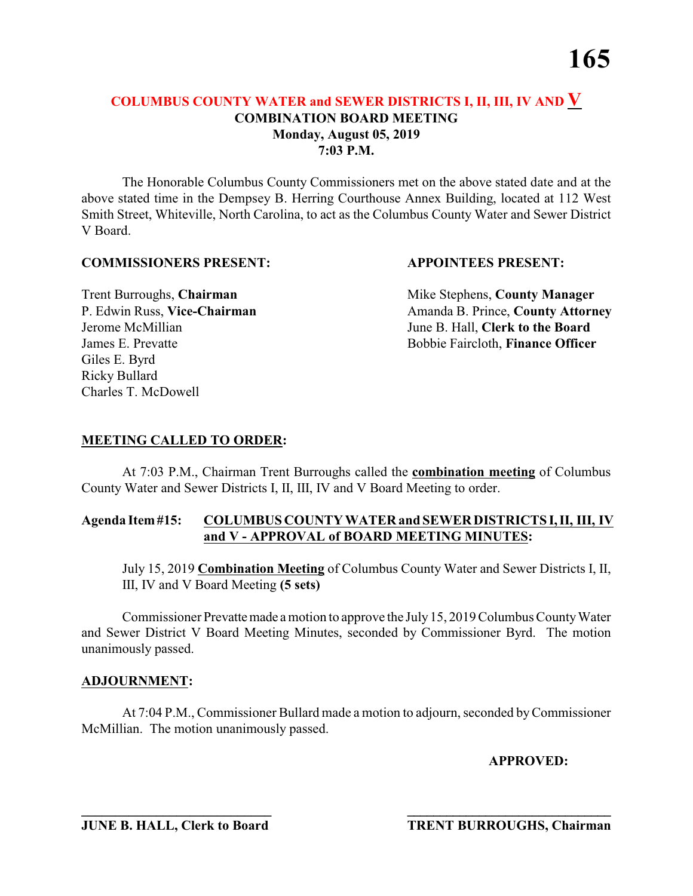# COLUMBUS COUNTY WATER and SEWER DISTRICTS I, II, III, IV AND V

## COMBINATION BOARD MEETING

**Monday, August 05, 2019**

**7:03 P.M.**

The Honorable Columbus County Commissioners met on the above stated date and at the above stated time in the Dempsey B. Herring Courthouse Annex Building, located at 112 West Smith Street, Whiteville, North Carolina, to act as the Columbus County Water and Sewer District V Board.

**COMMISSIONERS PRESENT:**

Trent Burroughs, **Chairman**
P. Edwin Russ, **Vice-Chairman**
Jerome McMillian
James E. Prevatte
Giles E. Byrd
Ricky Bullard
Charles T. McDowell

**APPOINTEES PRESENT:**

Mike Stephens, **County Manager**
Amanda B. Prince, **County Attorney**
June B. Hall, **Clerk to the Board**
Bobbie Faircloth, **Finance Officer**

**MEETING CALLED TO ORDER:**

At 7:03 P.M., Chairman Trent Burroughs called the **combination meeting** of Columbus County Water and Sewer Districts I, II, III, IV and V Board Meeting to order.

**Agenda Item #15: COLUMBUS COUNTY WATER and SEWER DISTRICTS I, II, III, IV and V - APPROVAL of BOARD MEETING MINUTES:**

July 15, 2019 **Combination Meeting** of Columbus County Water and Sewer Districts I, II, III, IV and V Board Meeting **(5 sets)**

Commissioner Prevatte made a motion to approve the July 15, 2019 Columbus County Water and Sewer District V Board Meeting Minutes, seconded by Commissioner Byrd. The motion unanimously passed.

**ADJOURNMENT:**

At 7:04 P.M., Commissioner Bullard made a motion to adjourn, seconded by Commissioner McMillian. The motion unanimously passed.

**APPROVED:**

\_\_\_\_\_\_\_\_\_\_\_\_\_\_\_\_\_\_\_\_\_\_\_\_\_\_\_\_
**JUNE B. HALL, Clerk to Board**

\_\_\_\_\_\_\_\_\_\_\_\_\_\_\_\_\_\_\_\_\_\_\_\_\_\_\_\_
**TRENT BURROUGHS, Chairman**